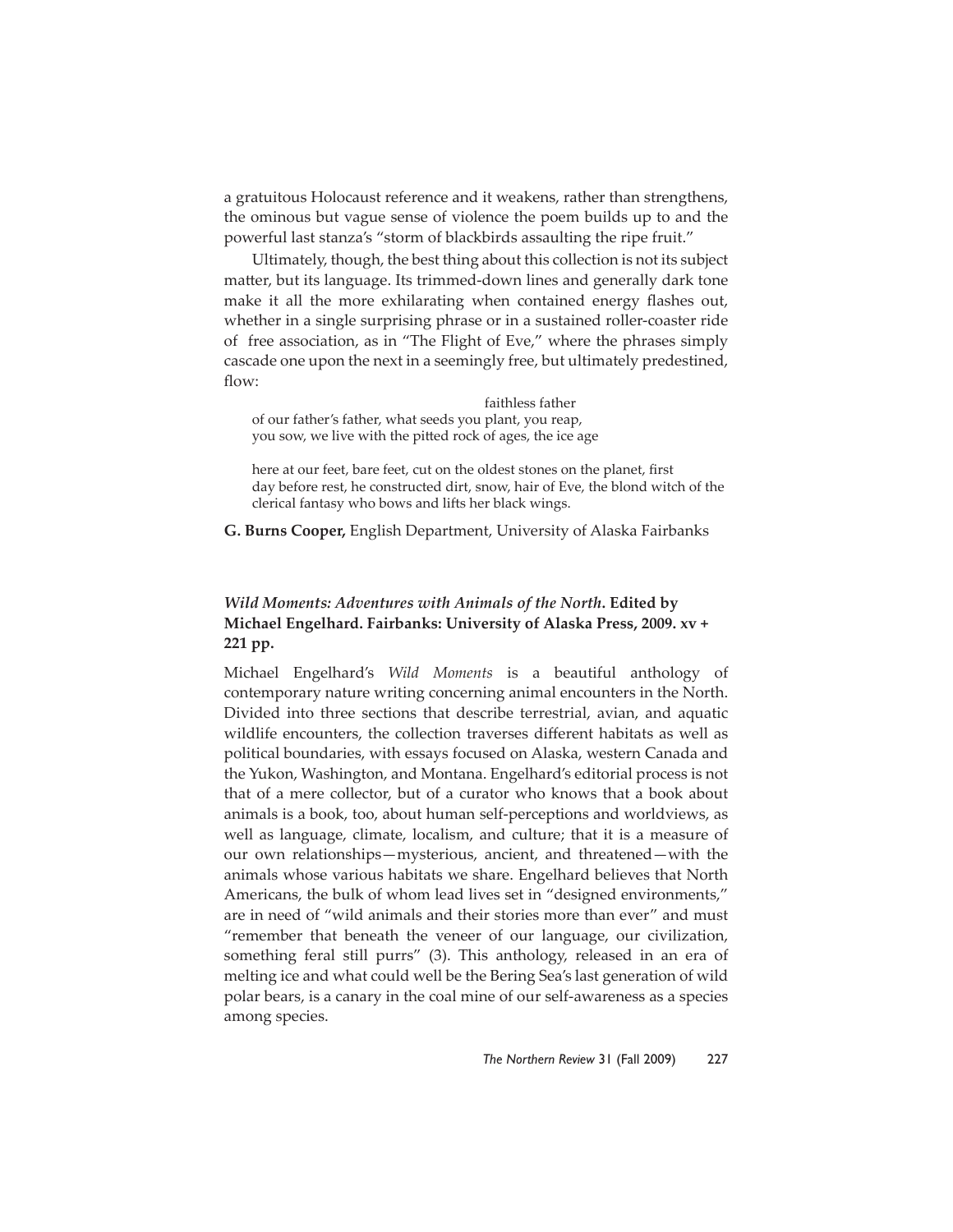a gratuitous Holocaust reference and it weakens, rather than strengthens, the ominous but vague sense of violence the poem builds up to and the powerful last stanza's "storm of blackbirds assaulting the ripe fruit."

Ultimately, though, the best thing about this collection is not its subject matter, but its language. Its trimmed-down lines and generally dark tone make it all the more exhilarating when contained energy flashes out, whether in a single surprising phrase or in a sustained roller-coaster ride of free association, as in "The Flight of Eve," where the phrases simply cascade one upon the next in a seemingly free, but ultimately predestined, flow:

> faithless father
> of our father's father, what seeds you plant, you reap,
> you sow, we live with the pitted rock of ages, the ice age
>
> here at our feet, bare feet, cut on the oldest stones on the planet, first
> day before rest, he constructed dirt, snow, hair of Eve, the blond witch of the
> clerical fantasy who bows and lifts her black wings.

**G. Burns Cooper,** English Department, University of Alaska Fairbanks

### *Wild Moments: Adventures with Animals of the North.* Edited by Michael Engelhard. Fairbanks: University of Alaska Press, 2009. xv + 221 pp.

Michael Engelhard's *Wild Moments* is a beautiful anthology of contemporary nature writing concerning animal encounters in the North. Divided into three sections that describe terrestrial, avian, and aquatic wildlife encounters, the collection traverses different habitats as well as political boundaries, with essays focused on Alaska, western Canada and the Yukon, Washington, and Montana. Engelhard's editorial process is not that of a mere collector, but of a curator who knows that a book about animals is a book, too, about human self-perceptions and worldviews, as well as language, climate, localism, and culture; that it is a measure of our own relationships—mysterious, ancient, and threatened—with the animals whose various habitats we share. Engelhard believes that North Americans, the bulk of whom lead lives set in "designed environments," are in need of "wild animals and their stories more than ever" and must "remember that beneath the veneer of our language, our civilization, something feral still purrs" (3). This anthology, released in an era of melting ice and what could well be the Bering Sea's last generation of wild polar bears, is a canary in the coal mine of our self-awareness as a species among species.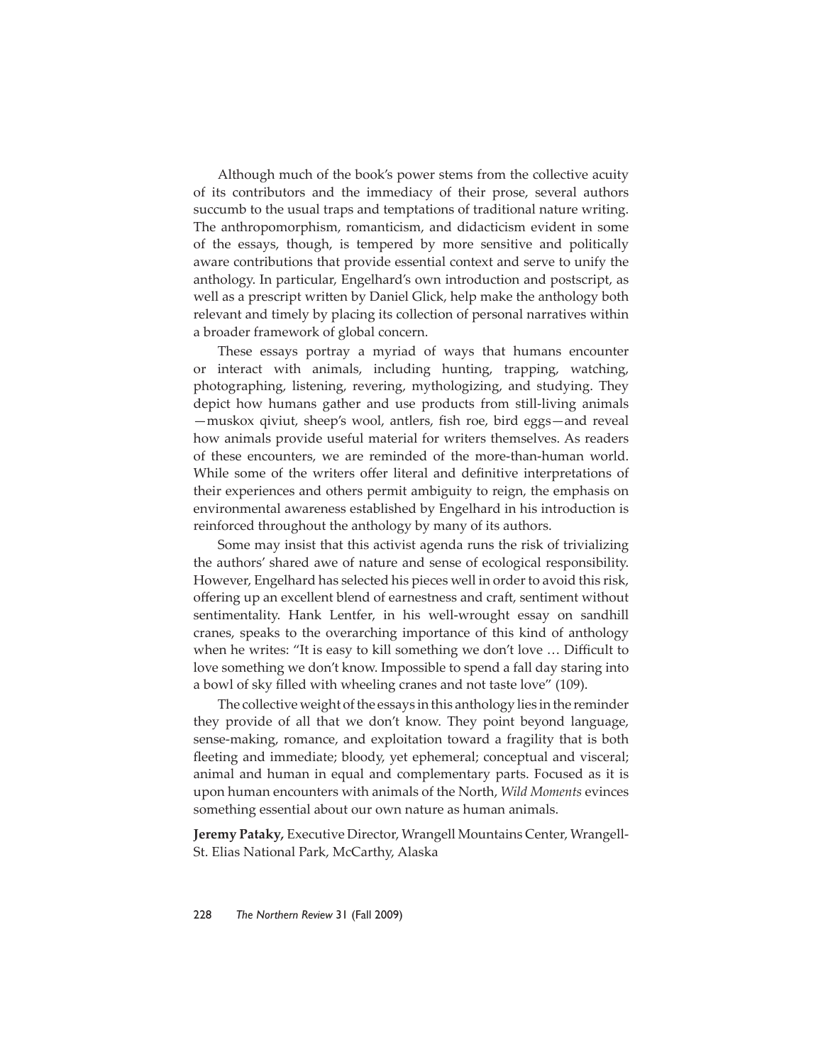Although much of the book's power stems from the collective acuity of its contributors and the immediacy of their prose, several authors succumb to the usual traps and temptations of traditional nature writing. The anthropomorphism, romanticism, and didacticism evident in some of the essays, though, is tempered by more sensitive and politically aware contributions that provide essential context and serve to unify the anthology. In particular, Engelhard's own introduction and postscript, as well as a prescript written by Daniel Glick, help make the anthology both relevant and timely by placing its collection of personal narratives within a broader framework of global concern.

These essays portray a myriad of ways that humans encounter or interact with animals, including hunting, trapping, watching, photographing, listening, revering, mythologizing, and studying. They depict how humans gather and use products from still-living animals —muskox qiviut, sheep's wool, antlers, fish roe, bird eggs—and reveal how animals provide useful material for writers themselves. As readers of these encounters, we are reminded of the more-than-human world. While some of the writers offer literal and definitive interpretations of their experiences and others permit ambiguity to reign, the emphasis on environmental awareness established by Engelhard in his introduction is reinforced throughout the anthology by many of its authors.

Some may insist that this activist agenda runs the risk of trivializing the authors' shared awe of nature and sense of ecological responsibility. However, Engelhard has selected his pieces well in order to avoid this risk, offering up an excellent blend of earnestness and craft, sentiment without sentimentality. Hank Lentfer, in his well-wrought essay on sandhill cranes, speaks to the overarching importance of this kind of anthology when he writes: "It is easy to kill something we don't love … Difficult to love something we don't know. Impossible to spend a fall day staring into a bowl of sky filled with wheeling cranes and not taste love" (109).

The collective weight of the essays in this anthology lies in the reminder they provide of all that we don't know. They point beyond language, sense-making, romance, and exploitation toward a fragility that is both fleeting and immediate; bloody, yet ephemeral; conceptual and visceral; animal and human in equal and complementary parts. Focused as it is upon human encounters with animals of the North, *Wild Moments* evinces something essential about our own nature as human animals.

**Jeremy Pataky,** Executive Director, Wrangell Mountains Center, Wrangell-St. Elias National Park, McCarthy, Alaska